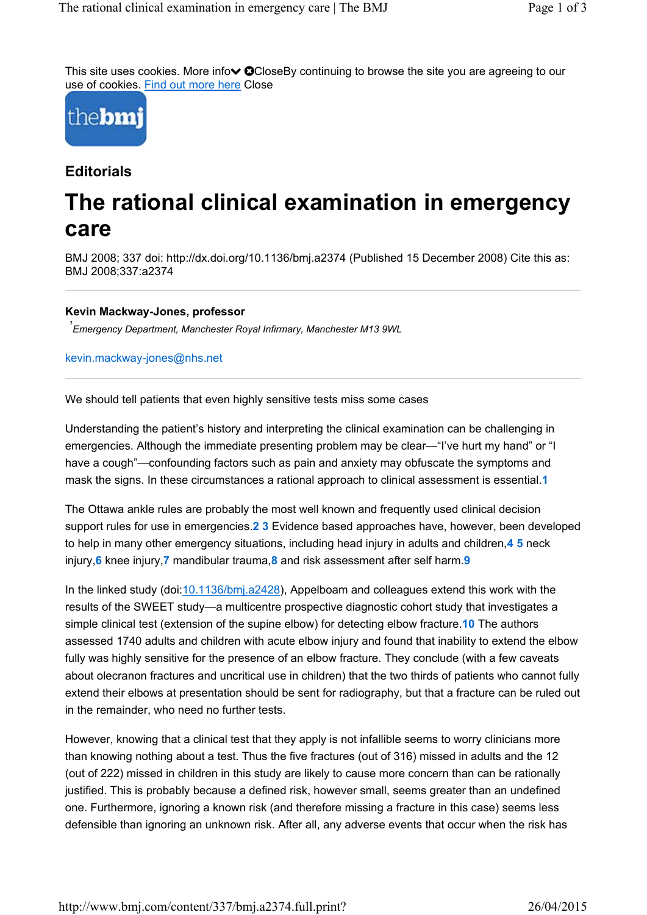This site uses cookies. More info✔ ✖CloseBy continuing to browse the site you are agreeing to our use of cookies. Find out more here Close

thebmj

## Editorials

# The rational clinical examination in emergency care

BMJ 2008; 337 doi: http://dx.doi.org/10.1136/bmj.a2374 (Published 15 December 2008) Cite this as: BMJ 2008;337:a2374

**Kevin Mackway-Jones, professor**

[1]*Emergency Department, Manchester Royal Infirmary, Manchester M13 9WL*

kevin.mackway-jones@nhs.net

---

We should tell patients that even highly sensitive tests miss some cases

Understanding the patient's history and interpreting the clinical examination can be challenging in emergencies. Although the immediate presenting problem may be clear—"I've hurt my hand" or "I have a cough"—confounding factors such as pain and anxiety may obfuscate the symptoms and mask the signs. In these circumstances a rational approach to clinical assessment is essential.[1]

The Ottawa ankle rules are probably the most well known and frequently used clinical decision support rules for use in emergencies.[2 3] Evidence based approaches have, however, been developed to help in many other emergency situations, including head injury in adults and children,[4 5] neck injury,[6] knee injury,[7] mandibular trauma,[8] and risk assessment after self harm.[9]

In the linked study (doi:10.1136/bmj.a2428), Appelboam and colleagues extend this work with the results of the SWEET study—a multicentre prospective diagnostic cohort study that investigates a simple clinical test (extension of the supine elbow) for detecting elbow fracture.[10] The authors assessed 1740 adults and children with acute elbow injury and found that inability to extend the elbow fully was highly sensitive for the presence of an elbow fracture. They conclude (with a few caveats about olecranon fractures and uncritical use in children) that the two thirds of patients who cannot fully extend their elbows at presentation should be sent for radiography, but that a fracture can be ruled out in the remainder, who need no further tests.

However, knowing that a clinical test that they apply is not infallible seems to worry clinicians more than knowing nothing about a test. Thus the five fractures (out of 316) missed in adults and the 12 (out of 222) missed in children in this study are likely to cause more concern than can be rationally justified. This is probably because a defined risk, however small, seems greater than an undefined one. Furthermore, ignoring a known risk (and therefore missing a fracture in this case) seems less defensible than ignoring an unknown risk. After all, any adverse events that occur when the risk has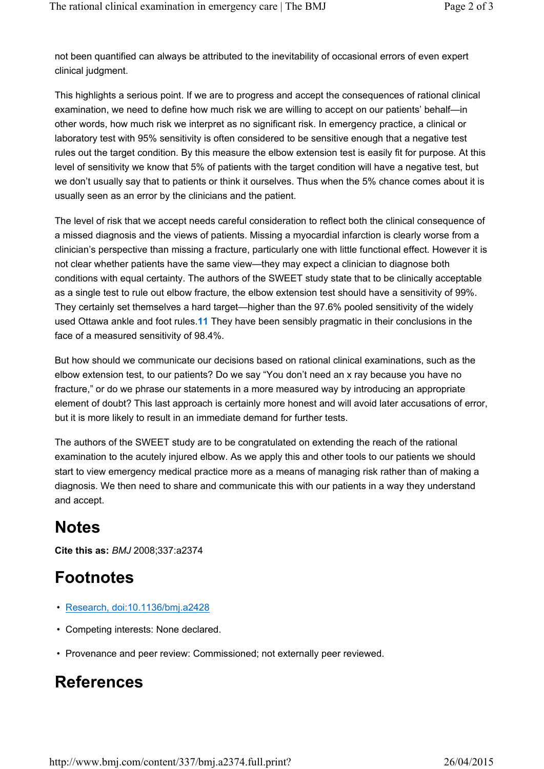not been quantified can always be attributed to the inevitability of occasional errors of even expert clinical judgment.

This highlights a serious point. If we are to progress and accept the consequences of rational clinical examination, we need to define how much risk we are willing to accept on our patients' behalf—in other words, how much risk we interpret as no significant risk. In emergency practice, a clinical or laboratory test with 95% sensitivity is often considered to be sensitive enough that a negative test rules out the target condition. By this measure the elbow extension test is easily fit for purpose. At this level of sensitivity we know that 5% of patients with the target condition will have a negative test, but we don't usually say that to patients or think it ourselves. Thus when the 5% chance comes about it is usually seen as an error by the clinicians and the patient.

The level of risk that we accept needs careful consideration to reflect both the clinical consequence of a missed diagnosis and the views of patients. Missing a myocardial infarction is clearly worse from a clinician's perspective than missing a fracture, particularly one with little functional effect. However it is not clear whether patients have the same view—they may expect a clinician to diagnose both conditions with equal certainty. The authors of the SWEET study state that to be clinically acceptable as a single test to rule out elbow fracture, the elbow extension test should have a sensitivity of 99%. They certainly set themselves a hard target—higher than the 97.6% pooled sensitivity of the widely used Ottawa ankle and foot rules.[11] They have been sensibly pragmatic in their conclusions in the face of a measured sensitivity of 98.4%.

But how should we communicate our decisions based on rational clinical examinations, such as the elbow extension test, to our patients? Do we say "You don't need an x ray because you have no fracture," or do we phrase our statements in a more measured way by introducing an appropriate element of doubt? This last approach is certainly more honest and will avoid later accusations of error, but it is more likely to result in an immediate demand for further tests.

The authors of the SWEET study are to be congratulated on extending the reach of the rational examination to the acutely injured elbow. As we apply this and other tools to our patients we should start to view emergency medical practice more as a means of managing risk rather than of making a diagnosis. We then need to share and communicate this with our patients in a way they understand and accept.

## Notes

**Cite this as:** *BMJ* 2008;337:a2374

## Footnotes

- Research, doi:10.1136/bmj.a2428
- Competing interests: None declared.
- Provenance and peer review: Commissioned; not externally peer reviewed.

## References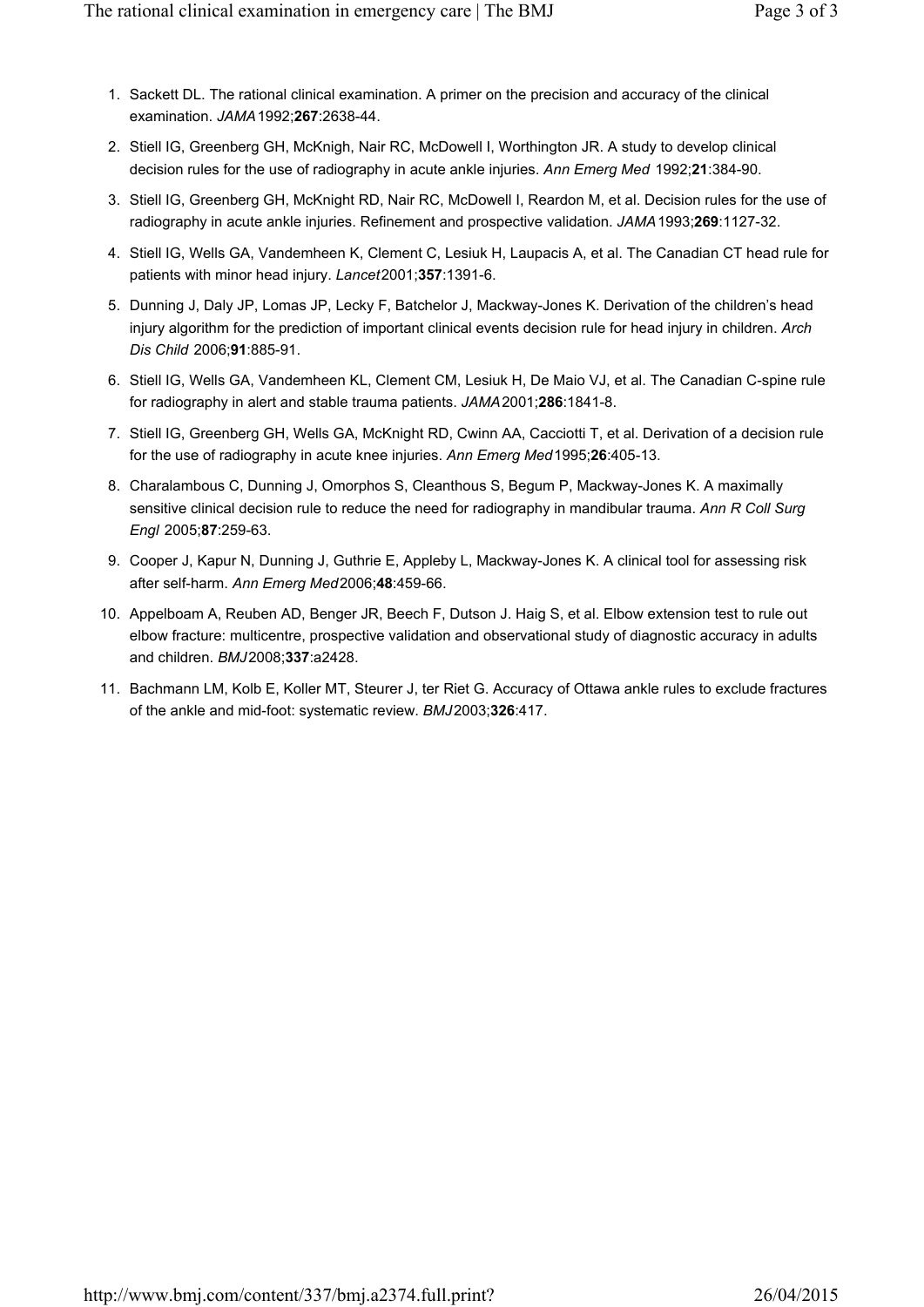1. Sackett DL. The rational clinical examination. A primer on the precision and accuracy of the clinical examination. *JAMA* 1992;**267**:2638-44.
2. Stiell IG, Greenberg GH, McKnigh, Nair RC, McDowell I, Worthington JR. A study to develop clinical decision rules for the use of radiography in acute ankle injuries. *Ann Emerg Med* 1992;**21**:384-90.
3. Stiell IG, Greenberg GH, McKnight RD, Nair RC, McDowell I, Reardon M, et al. Decision rules for the use of radiography in acute ankle injuries. Refinement and prospective validation. *JAMA* 1993;**269**:1127-32.
4. Stiell IG, Wells GA, Vandemheen K, Clement C, Lesiuk H, Laupacis A, et al. The Canadian CT head rule for patients with minor head injury. *Lancet* 2001;**357**:1391-6.
5. Dunning J, Daly JP, Lomas JP, Lecky F, Batchelor J, Mackway-Jones K. Derivation of the children's head injury algorithm for the prediction of important clinical events decision rule for head injury in children. *Arch Dis Child* 2006;**91**:885-91.
6. Stiell IG, Wells GA, Vandemheen KL, Clement CM, Lesiuk H, De Maio VJ, et al. The Canadian C-spine rule for radiography in alert and stable trauma patients. *JAMA* 2001;**286**:1841-8.
7. Stiell IG, Greenberg GH, Wells GA, McKnight RD, Cwinn AA, Cacciotti T, et al. Derivation of a decision rule for the use of radiography in acute knee injuries. *Ann Emerg Med* 1995;**26**:405-13.
8. Charalambous C, Dunning J, Omorphos S, Cleanthous S, Begum P, Mackway-Jones K. A maximally sensitive clinical decision rule to reduce the need for radiography in mandibular trauma. *Ann R Coll Surg Engl* 2005;**87**:259-63.
9. Cooper J, Kapur N, Dunning J, Guthrie E, Appleby L, Mackway-Jones K. A clinical tool for assessing risk after self-harm. *Ann Emerg Med* 2006;**48**:459-66.
10. Appelboam A, Reuben AD, Benger JR, Beech F, Dutson J. Haig S, et al. Elbow extension test to rule out elbow fracture: multicentre, prospective validation and observational study of diagnostic accuracy in adults and children. *BMJ* 2008;**337**:a2428.
11. Bachmann LM, Kolb E, Koller MT, Steurer J, ter Riet G. Accuracy of Ottawa ankle rules to exclude fractures of the ankle and mid-foot: systematic review. *BMJ* 2003;**326**:417.